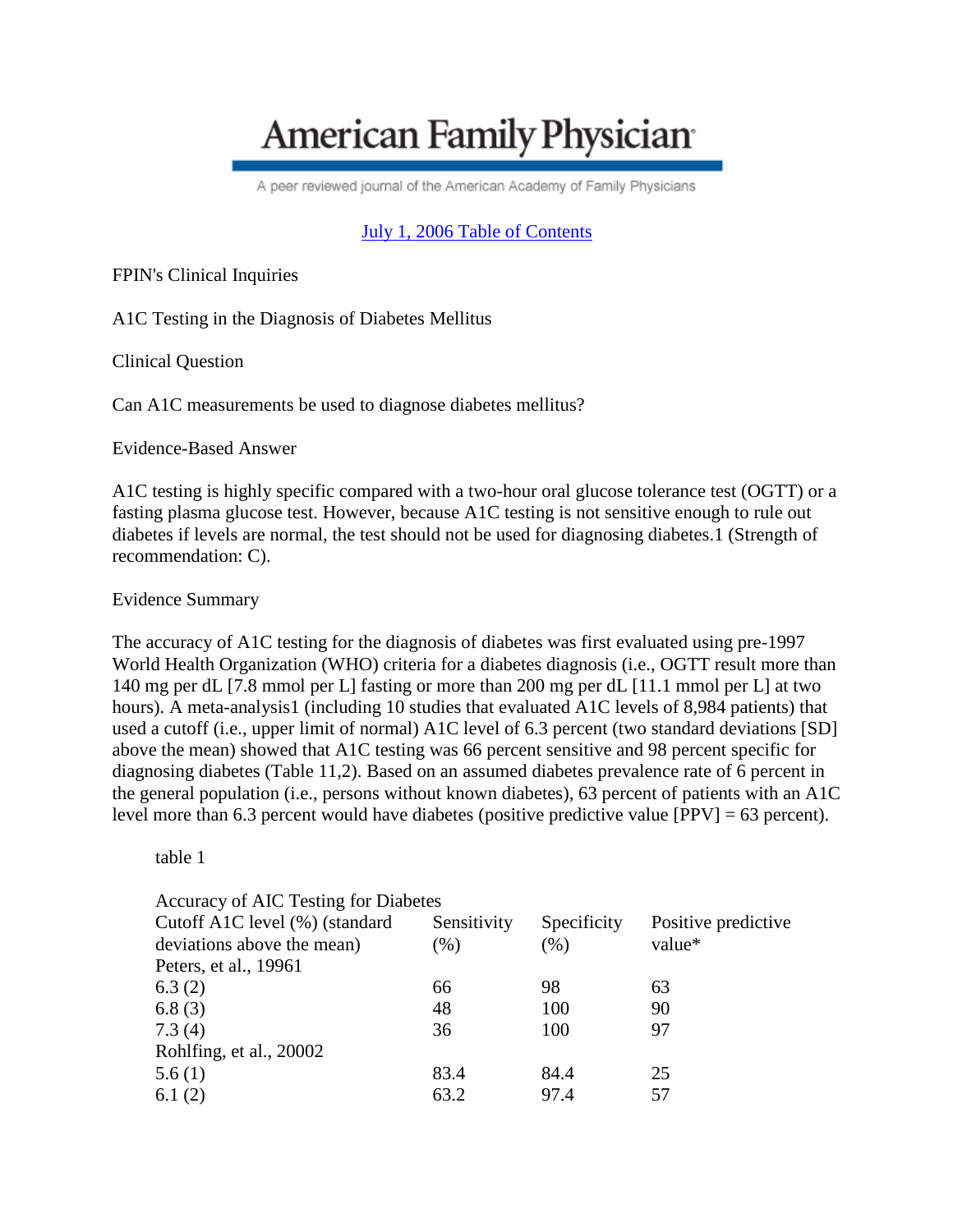# American Family Physician

A peer reviewed journal of the American Academy of Family Physicians

July 1, 2006 Table of Contents

FPIN's Clinical Inquiries

## A1C Testing in the Diagnosis of Diabetes Mellitus

### Clinical Question

Can A1C measurements be used to diagnose diabetes mellitus?

### Evidence-Based Answer

A1C testing is highly specific compared with a two-hour oral glucose tolerance test (OGTT) or a fasting plasma glucose test. However, because A1C testing is not sensitive enough to rule out diabetes if levels are normal, the test should not be used for diagnosing diabetes.[1] (Strength of recommendation: C).

### Evidence Summary

The accuracy of A1C testing for the diagnosis of diabetes was first evaluated using pre-1997 World Health Organization (WHO) criteria for a diabetes diagnosis (i.e., OGTT result more than 140 mg per dL [7.8 mmol per L] fasting or more than 200 mg per dL [11.1 mmol per L] at two hours). A meta-analysis[1] (including 10 studies that evaluated A1C levels of 8,984 patients) that used a cutoff (i.e., upper limit of normal) A1C level of 6.3 percent (two standard deviations [SD] above the mean) showed that A1C testing was 66 percent sensitive and 98 percent specific for diagnosing diabetes (Table 1[1,2]). Based on an assumed diabetes prevalence rate of 6 percent in the general population (i.e., persons without known diabetes), 63 percent of patients with an A1C level more than 6.3 percent would have diabetes (positive predictive value [PPV] = 63 percent).

table 1

Accuracy of AIC Testing for Diabetes

| Cutoff A1C level (%) (standard deviations above the mean) | Sensitivity (%) | Specificity (%) | Positive predictive value* |
|---|---|---|---|
| Peters, et al., 1996[1] | | | |
| 6.3 (2) | 66 | 98 | 63 |
| 6.8 (3) | 48 | 100 | 90 |
| 7.3 (4) | 36 | 100 | 97 |
| Rohlfing, et al., 2000[2] | | | |
| 5.6 (1) | 83.4 | 84.4 | 25 |
| 6.1 (2) | 63.2 | 97.4 | 57 |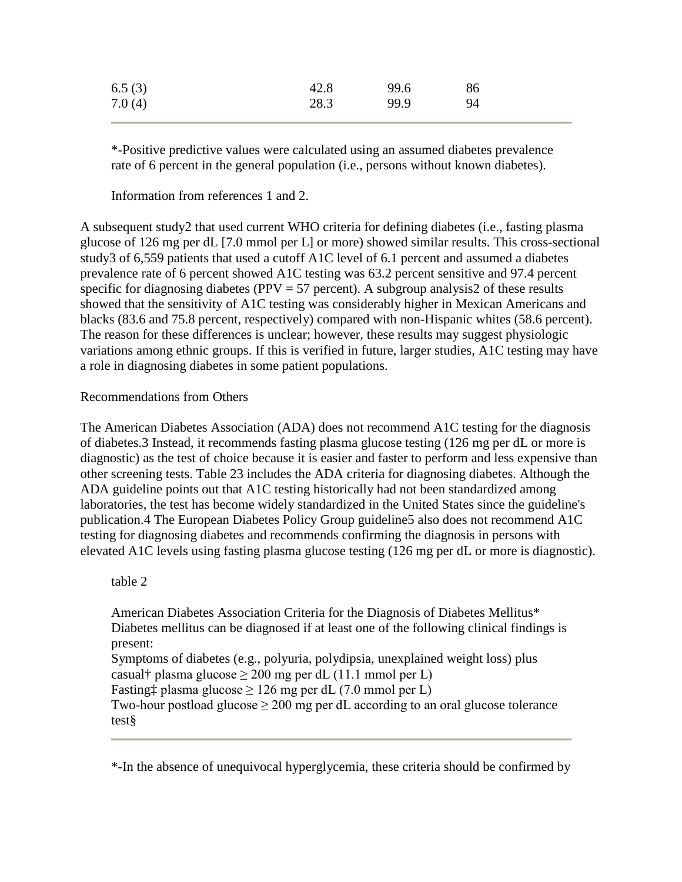| | | | |
|---|---|---|---|
| 6.5 (3) | 42.8 | 99.6 | 86 |
| 7.0 (4) | 28.3 | 99.9 | 94 |

*-Positive predictive values were calculated using an assumed diabetes prevalence rate of 6 percent in the general population (i.e., persons without known diabetes).

Information from references 1 and 2.

A subsequent study2 that used current WHO criteria for defining diabetes (i.e., fasting plasma glucose of 126 mg per dL [7.0 mmol per L] or more) showed similar results. This cross-sectional study3 of 6,559 patients that used a cutoff A1C level of 6.1 percent and assumed a diabetes prevalence rate of 6 percent showed A1C testing was 63.2 percent sensitive and 97.4 percent specific for diagnosing diabetes (PPV = 57 percent). A subgroup analysis2 of these results showed that the sensitivity of A1C testing was considerably higher in Mexican Americans and blacks (83.6 and 75.8 percent, respectively) compared with non-Hispanic whites (58.6 percent). The reason for these differences is unclear; however, these results may suggest physiologic variations among ethnic groups. If this is verified in future, larger studies, A1C testing may have a role in diagnosing diabetes in some patient populations.

Recommendations from Others

The American Diabetes Association (ADA) does not recommend A1C testing for the diagnosis of diabetes.3 Instead, it recommends fasting plasma glucose testing (126 mg per dL or more is diagnostic) as the test of choice because it is easier and faster to perform and less expensive than other screening tests. Table 23 includes the ADA criteria for diagnosing diabetes. Although the ADA guideline points out that A1C testing historically had not been standardized among laboratories, the test has become widely standardized in the United States since the guideline's publication.4 The European Diabetes Policy Group guideline5 also does not recommend A1C testing for diagnosing diabetes and recommends confirming the diagnosis in persons with elevated A1C levels using fasting plasma glucose testing (126 mg per dL or more is diagnostic).

table 2

American Diabetes Association Criteria for the Diagnosis of Diabetes Mellitus*
Diabetes mellitus can be diagnosed if at least one of the following clinical findings is present:
Symptoms of diabetes (e.g., polyuria, polydipsia, unexplained weight loss) plus casual† plasma glucose ≥ 200 mg per dL (11.1 mmol per L)
Fasting‡ plasma glucose ≥ 126 mg per dL (7.0 mmol per L)
Two-hour postload glucose ≥ 200 mg per dL according to an oral glucose tolerance test§

*-In the absence of unequivocal hyperglycemia, these criteria should be confirmed by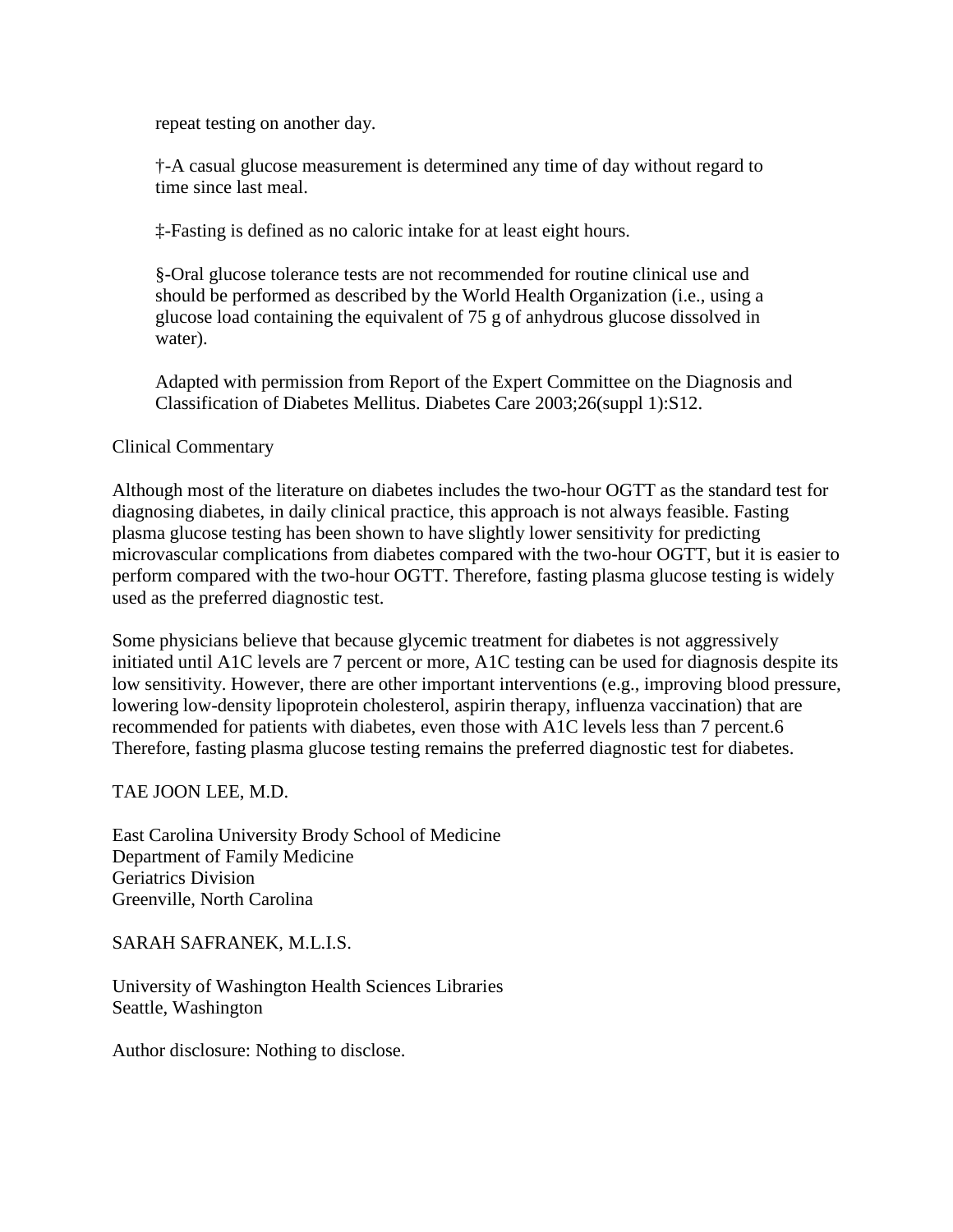repeat testing on another day.

†-A casual glucose measurement is determined any time of day without regard to time since last meal.

‡-Fasting is defined as no caloric intake for at least eight hours.

§-Oral glucose tolerance tests are not recommended for routine clinical use and should be performed as described by the World Health Organization (i.e., using a glucose load containing the equivalent of 75 g of anhydrous glucose dissolved in water).

Adapted with permission from Report of the Expert Committee on the Diagnosis and Classification of Diabetes Mellitus. Diabetes Care 2003;26(suppl 1):S12.

Clinical Commentary

Although most of the literature on diabetes includes the two-hour OGTT as the standard test for diagnosing diabetes, in daily clinical practice, this approach is not always feasible. Fasting plasma glucose testing has been shown to have slightly lower sensitivity for predicting microvascular complications from diabetes compared with the two-hour OGTT, but it is easier to perform compared with the two-hour OGTT. Therefore, fasting plasma glucose testing is widely used as the preferred diagnostic test.

Some physicians believe that because glycemic treatment for diabetes is not aggressively initiated until A1C levels are 7 percent or more, A1C testing can be used for diagnosis despite its low sensitivity. However, there are other important interventions (e.g., improving blood pressure, lowering low-density lipoprotein cholesterol, aspirin therapy, influenza vaccination) that are recommended for patients with diabetes, even those with A1C levels less than 7 percent.[6] Therefore, fasting plasma glucose testing remains the preferred diagnostic test for diabetes.

TAE JOON LEE, M.D.

East Carolina University Brody School of Medicine
Department of Family Medicine
Geriatrics Division
Greenville, North Carolina

SARAH SAFRANEK, M.L.I.S.

University of Washington Health Sciences Libraries
Seattle, Washington

Author disclosure: Nothing to disclose.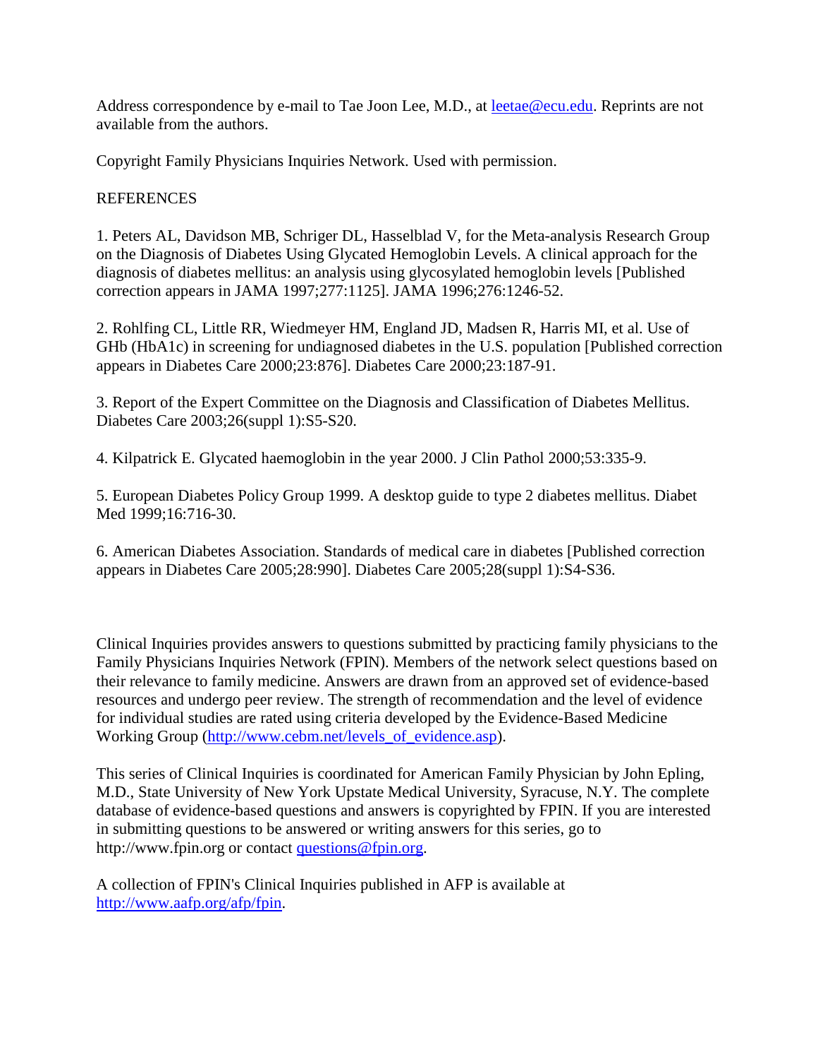Address correspondence by e-mail to Tae Joon Lee, M.D., at leetae@ecu.edu. Reprints are not available from the authors.

Copyright Family Physicians Inquiries Network. Used with permission.

REFERENCES

1. Peters AL, Davidson MB, Schriger DL, Hasselblad V, for the Meta-analysis Research Group on the Diagnosis of Diabetes Using Glycated Hemoglobin Levels. A clinical approach for the diagnosis of diabetes mellitus: an analysis using glycosylated hemoglobin levels [Published correction appears in JAMA 1997;277:1125]. JAMA 1996;276:1246-52.

2. Rohlfing CL, Little RR, Wiedmeyer HM, England JD, Madsen R, Harris MI, et al. Use of GHb (HbA1c) in screening for undiagnosed diabetes in the U.S. population [Published correction appears in Diabetes Care 2000;23:876]. Diabetes Care 2000;23:187-91.

3. Report of the Expert Committee on the Diagnosis and Classification of Diabetes Mellitus. Diabetes Care 2003;26(suppl 1):S5-S20.

4. Kilpatrick E. Glycated haemoglobin in the year 2000. J Clin Pathol 2000;53:335-9.

5. European Diabetes Policy Group 1999. A desktop guide to type 2 diabetes mellitus. Diabet Med 1999;16:716-30.

6. American Diabetes Association. Standards of medical care in diabetes [Published correction appears in Diabetes Care 2005;28:990]. Diabetes Care 2005;28(suppl 1):S4-S36.

Clinical Inquiries provides answers to questions submitted by practicing family physicians to the Family Physicians Inquiries Network (FPIN). Members of the network select questions based on their relevance to family medicine. Answers are drawn from an approved set of evidence-based resources and undergo peer review. The strength of recommendation and the level of evidence for individual studies are rated using criteria developed by the Evidence-Based Medicine Working Group (http://www.cebm.net/levels_of_evidence.asp).

This series of Clinical Inquiries is coordinated for American Family Physician by John Epling, M.D., State University of New York Upstate Medical University, Syracuse, N.Y. The complete database of evidence-based questions and answers is copyrighted by FPIN. If you are interested in submitting questions to be answered or writing answers for this series, go to http://www.fpin.org or contact questions@fpin.org.

A collection of FPIN's Clinical Inquiries published in AFP is available at http://www.aafp.org/afp/fpin.